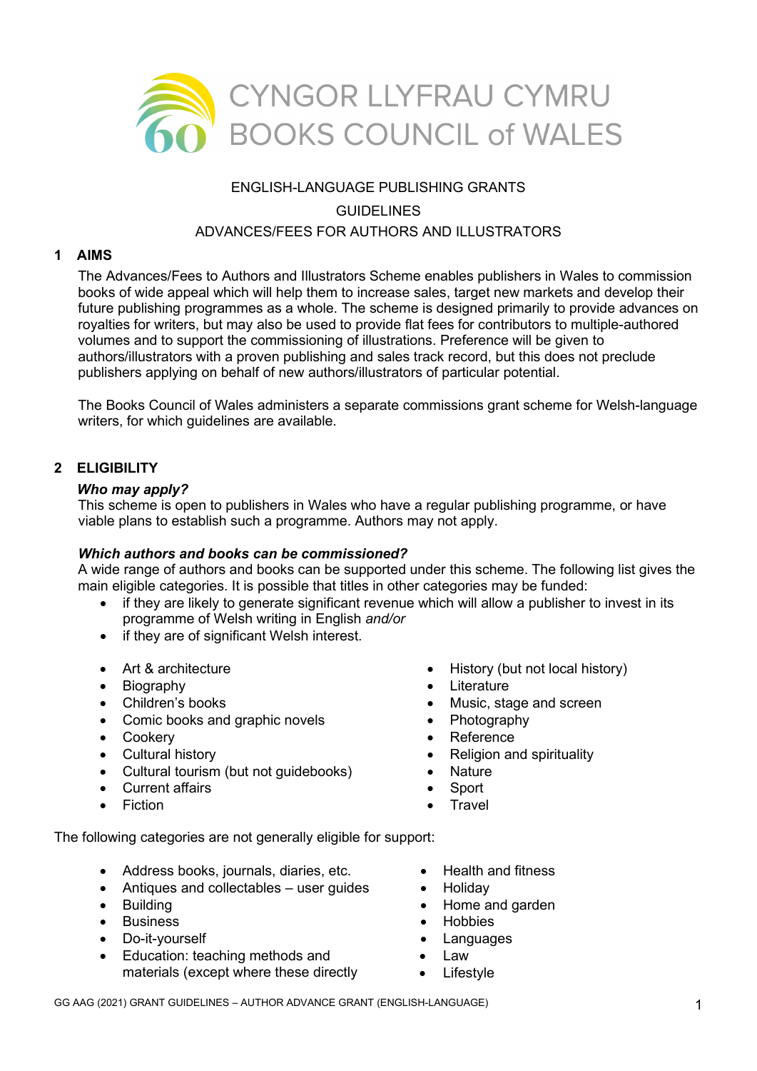CYNGOR LLYFRAU CYMRU
BOOKS COUNCIL of WALES

ENGLISH-LANGUAGE PUBLISHING GRANTS

GUIDELINES

ADVANCES/FEES FOR AUTHORS AND ILLUSTRATORS

## 1 AIMS

The Advances/Fees to Authors and Illustrators Scheme enables publishers in Wales to commission books of wide appeal which will help them to increase sales, target new markets and develop their future publishing programmes as a whole. The scheme is designed primarily to provide advances on royalties for writers, but may also be used to provide flat fees for contributors to multiple-authored volumes and to support the commissioning of illustrations. Preference will be given to authors/illustrators with a proven publishing and sales track record, but this does not preclude publishers applying on behalf of new authors/illustrators of particular potential.

The Books Council of Wales administers a separate commissions grant scheme for Welsh-language writers, for which guidelines are available.

## 2 ELIGIBILITY

***Who may apply?***

This scheme is open to publishers in Wales who have a regular publishing programme, or have viable plans to establish such a programme. Authors may not apply.

***Which authors and books can be commissioned?***

A wide range of authors and books can be supported under this scheme. The following list gives the main eligible categories. It is possible that titles in other categories may be funded:

- if they are likely to generate significant revenue which will allow a publisher to invest in its programme of Welsh writing in English *and/or*
- if they are of significant Welsh interest.

- Art & architecture
- Biography
- Children's books
- Comic books and graphic novels
- Cookery
- Cultural history
- Cultural tourism (but not guidebooks)
- Current affairs
- Fiction
- History (but not local history)
- Literature
- Music, stage and screen
- Photography
- Reference
- Religion and spirituality
- Nature
- Sport
- Travel

The following categories are not generally eligible for support:

- Address books, journals, diaries, etc.
- Antiques and collectables – user guides
- Building
- Business
- Do-it-yourself
- Education: teaching methods and materials (except where these directly
- Health and fitness
- Holiday
- Home and garden
- Hobbies
- Languages
- Law
- Lifestyle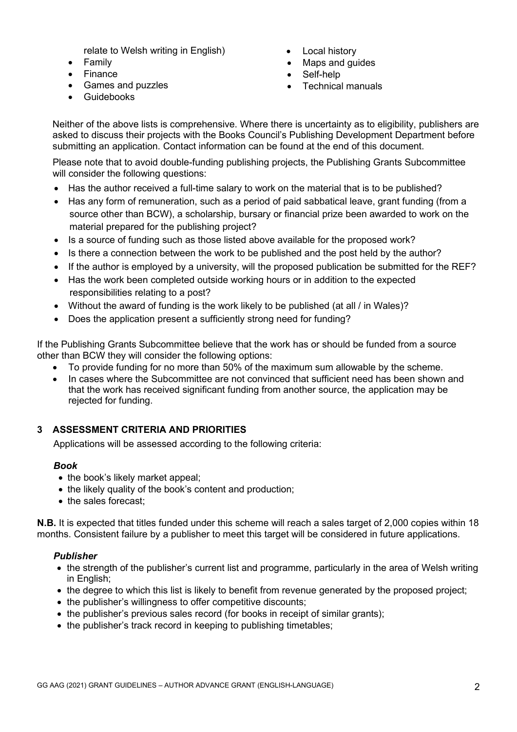relate to Welsh writing in English)

- Family
- Finance
- Games and puzzles
- Guidebooks
- Local history
- Maps and guides
- Self-help
- Technical manuals

Neither of the above lists is comprehensive. Where there is uncertainty as to eligibility, publishers are asked to discuss their projects with the Books Council's Publishing Development Department before submitting an application. Contact information can be found at the end of this document.

Please note that to avoid double-funding publishing projects, the Publishing Grants Subcommittee will consider the following questions:

- Has the author received a full-time salary to work on the material that is to be published?
- Has any form of remuneration, such as a period of paid sabbatical leave, grant funding (from a source other than BCW), a scholarship, bursary or financial prize been awarded to work on the material prepared for the publishing project?
- Is a source of funding such as those listed above available for the proposed work?
- Is there a connection between the work to be published and the post held by the author?
- If the author is employed by a university, will the proposed publication be submitted for the REF?
- Has the work been completed outside working hours or in addition to the expected responsibilities relating to a post?
- Without the award of funding is the work likely to be published (at all / in Wales)?
- Does the application present a sufficiently strong need for funding?

If the Publishing Grants Subcommittee believe that the work has or should be funded from a source other than BCW they will consider the following options:

- To provide funding for no more than 50% of the maximum sum allowable by the scheme.
- In cases where the Subcommittee are not convinced that sufficient need has been shown and that the work has received significant funding from another source, the application may be rejected for funding.

## 3 ASSESSMENT CRITERIA AND PRIORITIES

Applications will be assessed according to the following criteria:

### *Book*

- the book's likely market appeal;
- the likely quality of the book's content and production;
- the sales forecast;

**N.B.** It is expected that titles funded under this scheme will reach a sales target of 2,000 copies within 18 months. Consistent failure by a publisher to meet this target will be considered in future applications.

### *Publisher*

- the strength of the publisher's current list and programme, particularly in the area of Welsh writing in English;
- the degree to which this list is likely to benefit from revenue generated by the proposed project;
- the publisher's willingness to offer competitive discounts;
- the publisher's previous sales record (for books in receipt of similar grants);
- the publisher's track record in keeping to publishing timetables;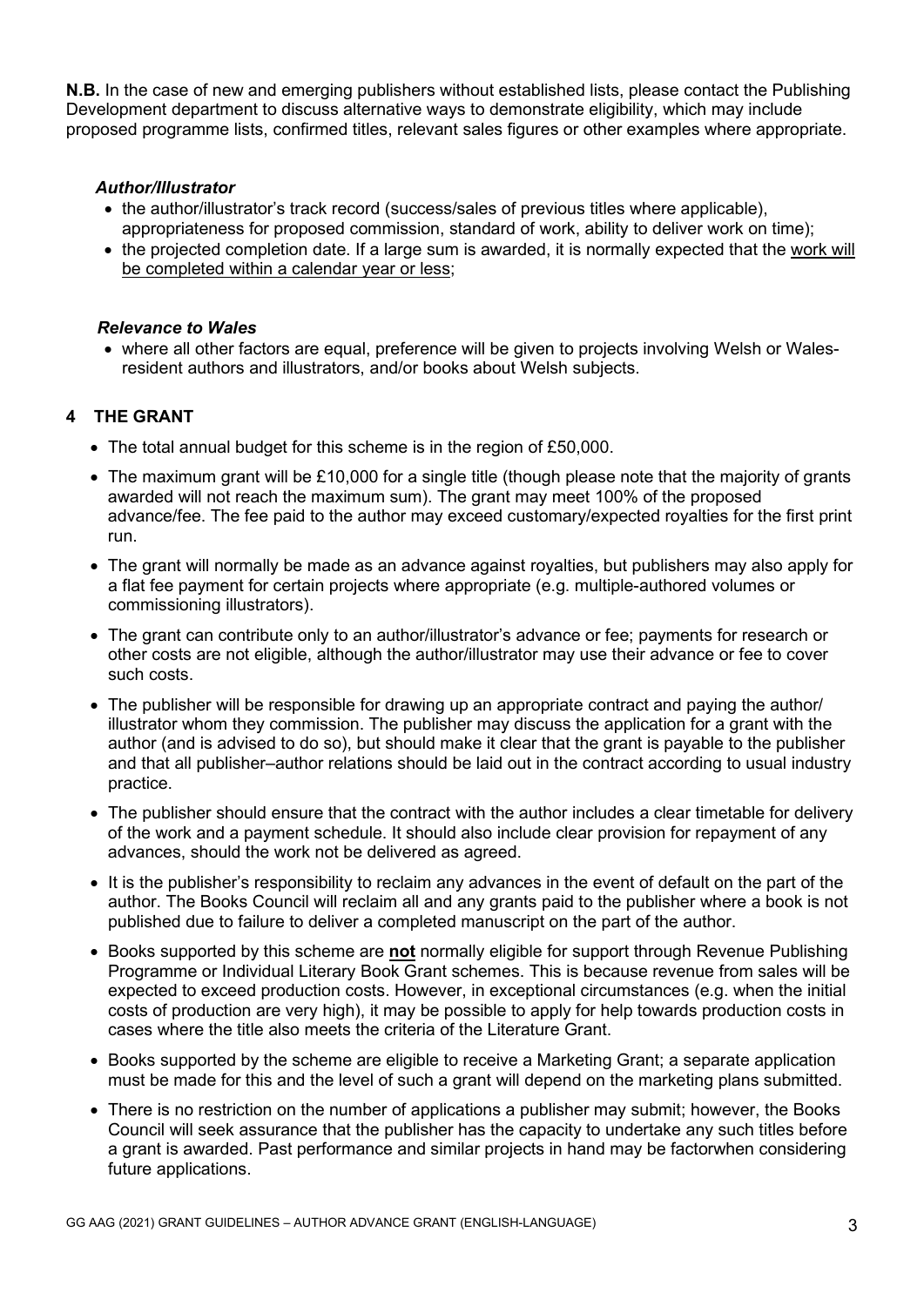**N.B.** In the case of new and emerging publishers without established lists, please contact the Publishing Development department to discuss alternative ways to demonstrate eligibility, which may include proposed programme lists, confirmed titles, relevant sales figures or other examples where appropriate.

#### *Author/Illustrator*

- the author/illustrator's track record (success/sales of previous titles where applicable), appropriateness for proposed commission, standard of work, ability to deliver work on time);
- the projected completion date. If a large sum is awarded, it is normally expected that the work will be completed within a calendar year or less;

#### *Relevance to Wales*

- where all other factors are equal, preference will be given to projects involving Welsh or Wales-resident authors and illustrators, and/or books about Welsh subjects.

## 4 THE GRANT

- The total annual budget for this scheme is in the region of £50,000.
- The maximum grant will be £10,000 for a single title (though please note that the majority of grants awarded will not reach the maximum sum). The grant may meet 100% of the proposed advance/fee. The fee paid to the author may exceed customary/expected royalties for the first print run.
- The grant will normally be made as an advance against royalties, but publishers may also apply for a flat fee payment for certain projects where appropriate (e.g. multiple-authored volumes or commissioning illustrators).
- The grant can contribute only to an author/illustrator's advance or fee; payments for research or other costs are not eligible, although the author/illustrator may use their advance or fee to cover such costs.
- The publisher will be responsible for drawing up an appropriate contract and paying the author/ illustrator whom they commission. The publisher may discuss the application for a grant with the author (and is advised to do so), but should make it clear that the grant is payable to the publisher and that all publisher–author relations should be laid out in the contract according to usual industry practice.
- The publisher should ensure that the contract with the author includes a clear timetable for delivery of the work and a payment schedule. It should also include clear provision for repayment of any advances, should the work not be delivered as agreed.
- It is the publisher's responsibility to reclaim any advances in the event of default on the part of the author. The Books Council will reclaim all and any grants paid to the publisher where a book is not published due to failure to deliver a completed manuscript on the part of the author.
- Books supported by this scheme are **not** normally eligible for support through Revenue Publishing Programme or Individual Literary Book Grant schemes. This is because revenue from sales will be expected to exceed production costs. However, in exceptional circumstances (e.g. when the initial costs of production are very high), it may be possible to apply for help towards production costs in cases where the title also meets the criteria of the Literature Grant.
- Books supported by the scheme are eligible to receive a Marketing Grant; a separate application must be made for this and the level of such a grant will depend on the marketing plans submitted.
- There is no restriction on the number of applications a publisher may submit; however, the Books Council will seek assurance that the publisher has the capacity to undertake any such titles before a grant is awarded. Past performance and similar projects in hand may be factorwhen considering future applications.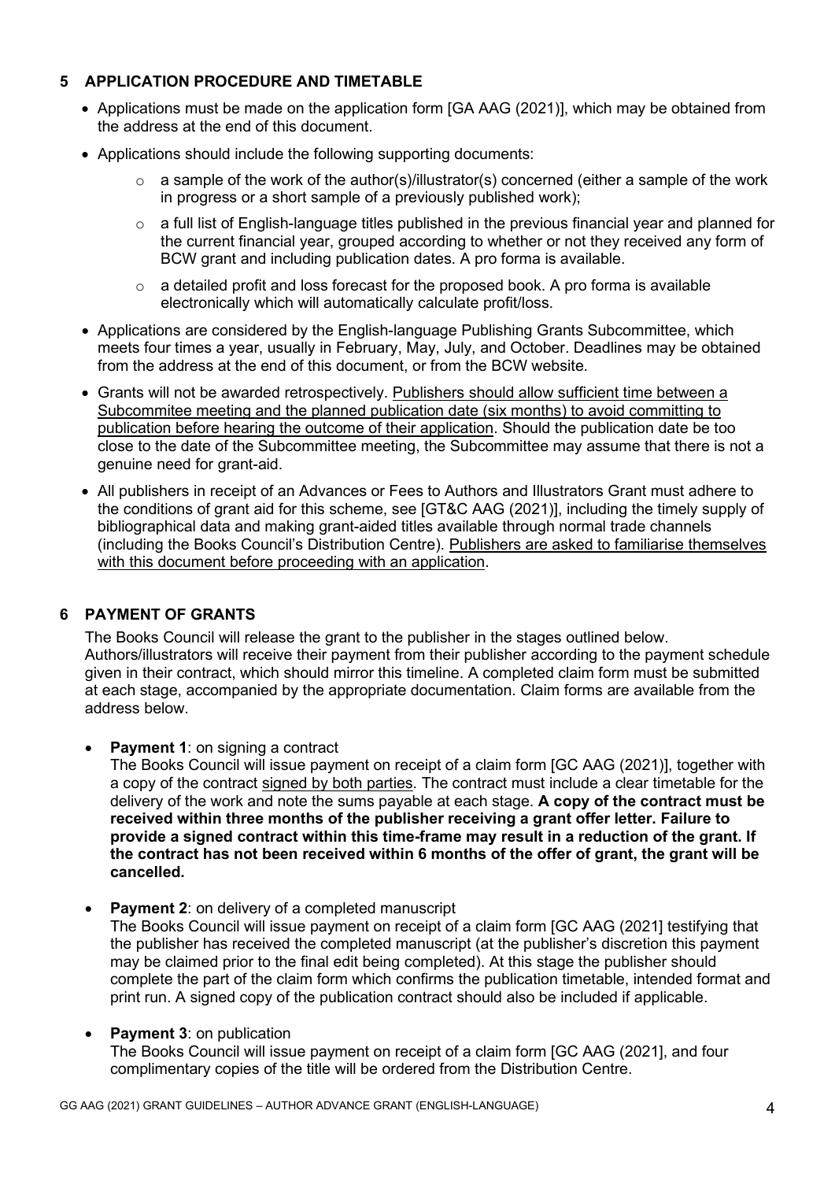## 5 APPLICATION PROCEDURE AND TIMETABLE

- Applications must be made on the application form [GA AAG (2021)], which may be obtained from the address at the end of this document.
- Applications should include the following supporting documents:
  - a sample of the work of the author(s)/illustrator(s) concerned (either a sample of the work in progress or a short sample of a previously published work);
  - a full list of English-language titles published in the previous financial year and planned for the current financial year, grouped according to whether or not they received any form of BCW grant and including publication dates. A pro forma is available.
  - a detailed profit and loss forecast for the proposed book. A pro forma is available electronically which will automatically calculate profit/loss.
- Applications are considered by the English-language Publishing Grants Subcommittee, which meets four times a year, usually in February, May, July, and October. Deadlines may be obtained from the address at the end of this document, or from the BCW website.
- Grants will not be awarded retrospectively. <u>Publishers should allow sufficient time between a Subcommitee meeting and the planned publication date (six months) to avoid committing to publication before hearing the outcome of their application</u>. Should the publication date be too close to the date of the Subcommittee meeting, the Subcommittee may assume that there is not a genuine need for grant-aid.
- All publishers in receipt of an Advances or Fees to Authors and Illustrators Grant must adhere to the conditions of grant aid for this scheme, see [GT&C AAG (2021)], including the timely supply of bibliographical data and making grant-aided titles available through normal trade channels (including the Books Council's Distribution Centre). <u>Publishers are asked to familiarise themselves with this document before proceeding with an application</u>.

## 6 PAYMENT OF GRANTS

The Books Council will release the grant to the publisher in the stages outlined below. Authors/illustrators will receive their payment from their publisher according to the payment schedule given in their contract, which should mirror this timeline. A completed claim form must be submitted at each stage, accompanied by the appropriate documentation. Claim forms are available from the address below.

- **Payment 1**: on signing a contract
  The Books Council will issue payment on receipt of a claim form [GC AAG (2021)], together with a copy of the contract <u>signed by both parties</u>. The contract must include a clear timetable for the delivery of the work and note the sums payable at each stage. **A copy of the contract must be received within three months of the publisher receiving a grant offer letter. Failure to provide a signed contract within this time-frame may result in a reduction of the grant. If the contract has not been received within 6 months of the offer of grant, the grant will be cancelled.**

- **Payment 2**: on delivery of a completed manuscript
  The Books Council will issue payment on receipt of a claim form [GC AAG (2021] testifying that the publisher has received the completed manuscript (at the publisher's discretion this payment may be claimed prior to the final edit being completed). At this stage the publisher should complete the part of the claim form which confirms the publication timetable, intended format and print run. A signed copy of the publication contract should also be included if applicable.

- **Payment 3**: on publication
  The Books Council will issue payment on receipt of a claim form [GC AAG (2021], and four complimentary copies of the title will be ordered from the Distribution Centre.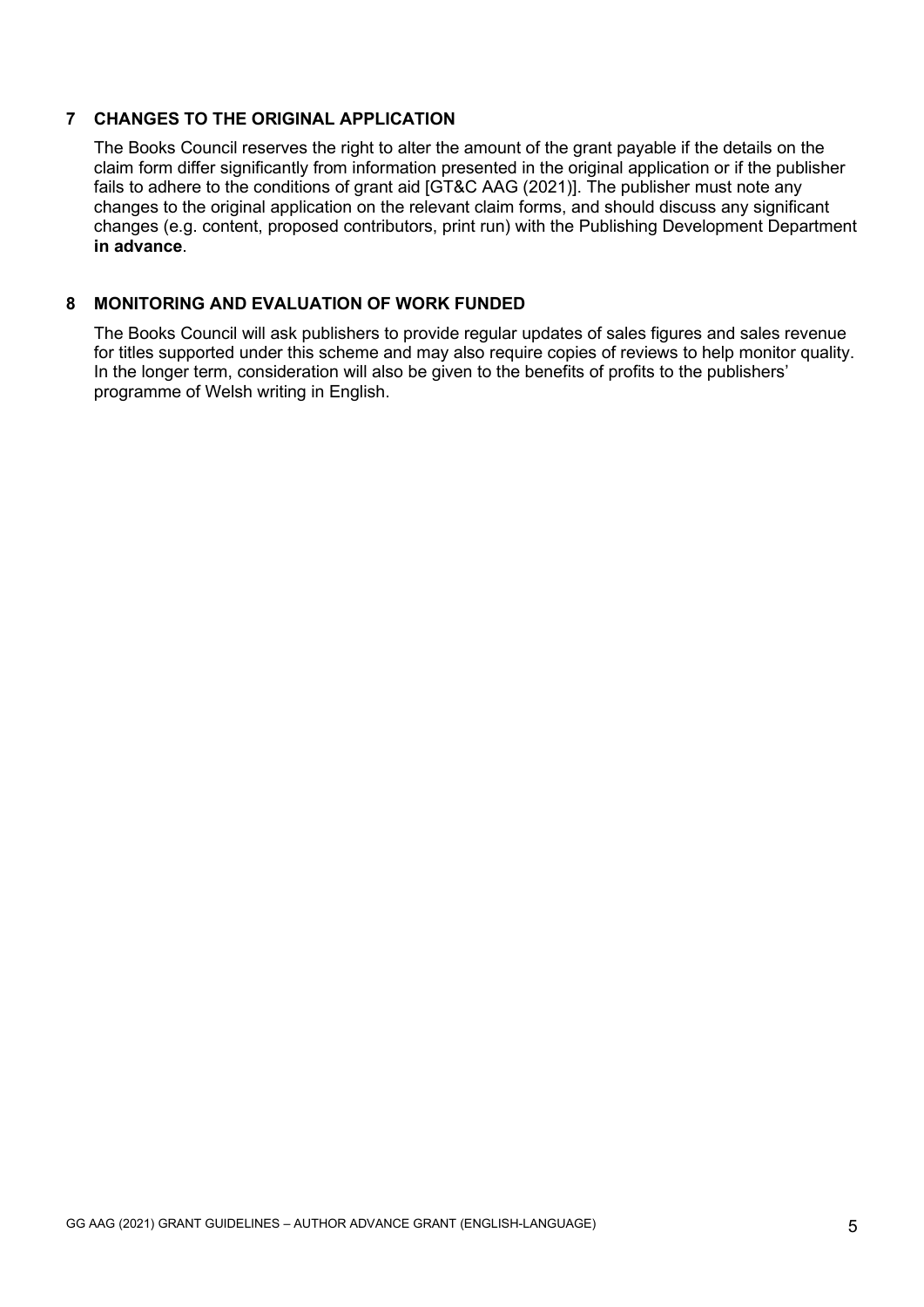## 7 CHANGES TO THE ORIGINAL APPLICATION

The Books Council reserves the right to alter the amount of the grant payable if the details on the claim form differ significantly from information presented in the original application or if the publisher fails to adhere to the conditions of grant aid [GT&C AAG (2021)]. The publisher must note any changes to the original application on the relevant claim forms, and should discuss any significant changes (e.g. content, proposed contributors, print run) with the Publishing Development Department **in advance**.

## 8 MONITORING AND EVALUATION OF WORK FUNDED

The Books Council will ask publishers to provide regular updates of sales figures and sales revenue for titles supported under this scheme and may also require copies of reviews to help monitor quality. In the longer term, consideration will also be given to the benefits of profits to the publishers' programme of Welsh writing in English.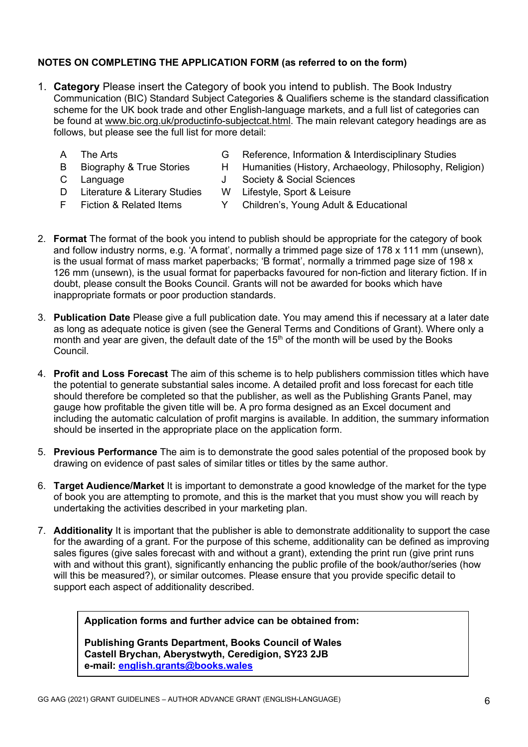**NOTES ON COMPLETING THE APPLICATION FORM (as referred to on the form)**

1. **Category** Please insert the Category of book you intend to publish. The Book Industry Communication (BIC) Standard Subject Categories & Qualifiers scheme is the standard classification scheme for the UK book trade and other English-language markets, and a full list of categories can be found at www.bic.org.uk/productinfo-subjectcat.html. The main relevant category headings are as follows, but please see the full list for more detail:

   - A The Arts
   - B Biography & True Stories
   - C Language
   - D Literature & Literary Studies
   - F Fiction & Related Items
   - G Reference, Information & Interdisciplinary Studies
   - H Humanities (History, Archaeology, Philosophy, Religion)
   - J Society & Social Sciences
   - W Lifestyle, Sport & Leisure
   - Y Children's, Young Adult & Educational

2. **Format** The format of the book you intend to publish should be appropriate for the category of book and follow industry norms, e.g. 'A format', normally a trimmed page size of 178 x 111 mm (unsewn), is the usual format of mass market paperbacks; 'B format', normally a trimmed page size of 198 x 126 mm (unsewn), is the usual format for paperbacks favoured for non-fiction and literary fiction. If in doubt, please consult the Books Council. Grants will not be awarded for books which have inappropriate formats or poor production standards.

3. **Publication Date** Please give a full publication date. You may amend this if necessary at a later date as long as adequate notice is given (see the General Terms and Conditions of Grant). Where only a month and year are given, the default date of the 15th of the month will be used by the Books Council.

4. **Profit and Loss Forecast** The aim of this scheme is to help publishers commission titles which have the potential to generate substantial sales income. A detailed profit and loss forecast for each title should therefore be completed so that the publisher, as well as the Publishing Grants Panel, may gauge how profitable the given title will be. A pro forma designed as an Excel document and including the automatic calculation of profit margins is available. In addition, the summary information should be inserted in the appropriate place on the application form.

5. **Previous Performance** The aim is to demonstrate the good sales potential of the proposed book by drawing on evidence of past sales of similar titles or titles by the same author.

6. **Target Audience/Market** It is important to demonstrate a good knowledge of the market for the type of book you are attempting to promote, and this is the market that you must show you will reach by undertaking the activities described in your marketing plan.

7. **Additionality** It is important that the publisher is able to demonstrate additionality to support the case for the awarding of a grant. For the purpose of this scheme, additionality can be defined as improving sales figures (give sales forecast with and without a grant), extending the print run (give print runs with and without this grant), significantly enhancing the public profile of the book/author/series (how will this be measured?), or similar outcomes. Please ensure that you provide specific detail to support each aspect of additionality described.

**Application forms and further advice can be obtained from:**

**Publishing Grants Department, Books Council of Wales**
**Castell Brychan, Aberystwyth, Ceredigion, SY23 2JB**
**e-mail: english.grants@books.wales**